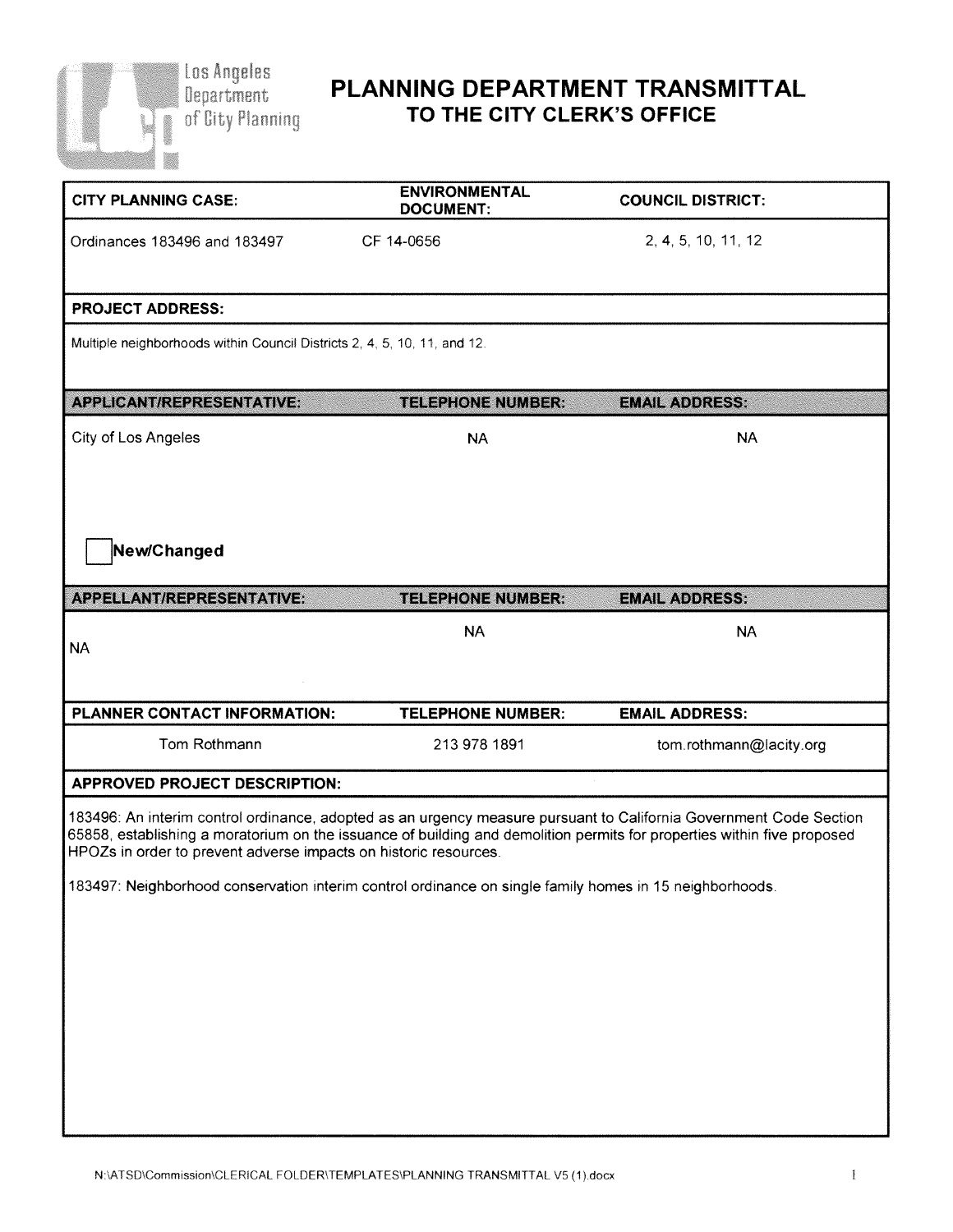Los Angeles Department of City Planning

# PLANNING DEPARTMENT TRANSMITTAL
## TO THE CITY CLERK'S OFFICE

| CITY PLANNING CASE: | ENVIRONMENTAL DOCUMENT: | COUNCIL DISTRICT: |
|---|---|---|
| Ordinances 183496 and 183497 | CF 14-0656 | 2, 4, 5, 10, 11, 12 |

**PROJECT ADDRESS:**

Multiple neighborhoods within Council Districts 2, 4, 5, 10, 11, and 12.

| APPLICANT/REPRESENTATIVE: | TELEPHONE NUMBER: | EMAIL ADDRESS: |
|---|---|---|
| City of Los Angeles | NA | NA |

☐ **New/Changed**

| APPELLANT/REPRESENTATIVE: | TELEPHONE NUMBER: | EMAIL ADDRESS: |
|---|---|---|
| NA | NA | NA |

| PLANNER CONTACT INFORMATION: | TELEPHONE NUMBER: | EMAIL ADDRESS: |
|---|---|---|
| Tom Rothmann | 213 978 1891 | tom.rothmann@lacity.org |

**APPROVED PROJECT DESCRIPTION:**

183496: An interim control ordinance, adopted as an urgency measure pursuant to California Government Code Section 65858, establishing a moratorium on the issuance of building and demolition permits for properties within five proposed HPOZs in order to prevent adverse impacts on historic resources.

183497: Neighborhood conservation interim control ordinance on single family homes in 15 neighborhoods.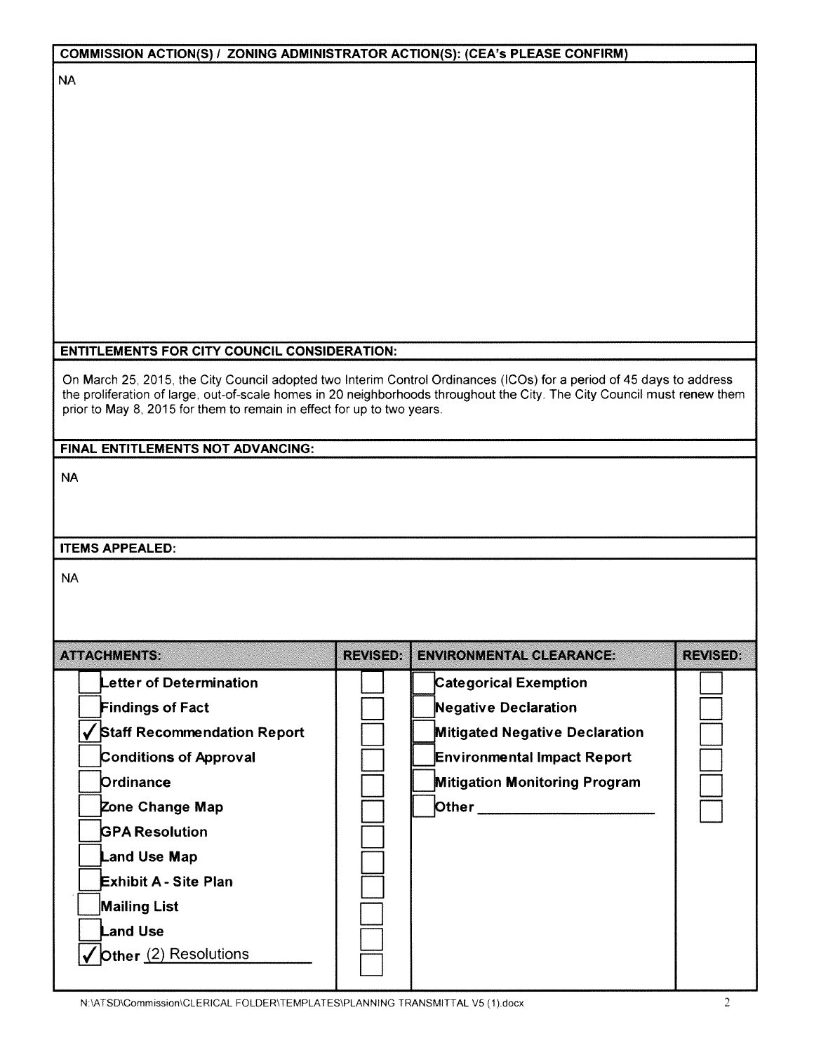**COMMISSION ACTION(S) / ZONING ADMINISTRATOR ACTION(S): (CEA's PLEASE CONFIRM)**

NA

**ENTITLEMENTS FOR CITY COUNCIL CONSIDERATION:**

On March 25, 2015, the City Council adopted two Interim Control Ordinances (ICOs) for a period of 45 days to address the proliferation of large, out-of-scale homes in 20 neighborhoods throughout the City. The City Council must renew them prior to May 8, 2015 for them to remain in effect for up to two years.

**FINAL ENTITLEMENTS NOT ADVANCING:**

NA

**ITEMS APPEALED:**

NA

| ATTACHMENTS: | REVISED: | ENVIRONMENTAL CLEARANCE: | REVISED: |
|---|---|---|---|
| ☐ Letter of Determination | ☐ | ☐ Categorical Exemption | ☐ |
| ☐ Findings of Fact | ☐ | ☐ Negative Declaration | ☐ |
| ☑ Staff Recommendation Report | ☐ | ☐ Mitigated Negative Declaration | ☐ |
| ☐ Conditions of Approval | ☐ | ☐ Environmental Impact Report | ☐ |
| ☐ Ordinance | ☐ | ☐ Mitigation Monitoring Program | ☐ |
| ☐ Zone Change Map | ☐ | ☐ Other ____________ | ☐ |
| ☐ GPA Resolution | ☐ | | |
| ☐ Land Use Map | ☐ | | |
| ☐ Exhibit A - Site Plan | ☐ | | |
| ☐ Mailing List | ☐ | | |
| ☐ Land Use | ☐ | | |
| ☑ Other (2) Resolutions | ☐ | | |

N:\ATSD\Commission\CLERICAL FOLDER\TEMPLATES\PLANNING TRANSMITTAL V5 (1).docx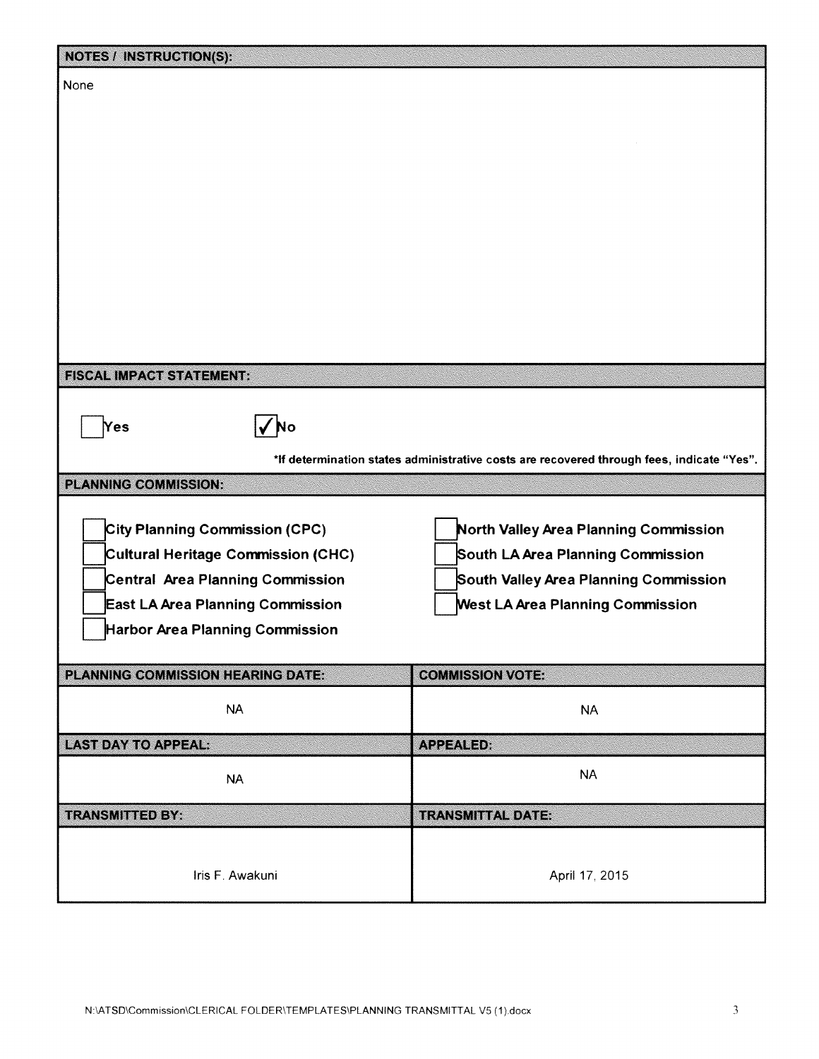**NOTES / INSTRUCTION(S):**

None

**FISCAL IMPACT STATEMENT:**

☐ Yes ☑ No

***If determination states administrative costs are recovered through fees, indicate "Yes".**

**PLANNING COMMISSION:**

☐ **City Planning Commission (CPC)**
☐ **Cultural Heritage Commission (CHC)**
☐ **Central Area Planning Commission**
☐ **East LA Area Planning Commission**
☐ **Harbor Area Planning Commission**
☐ **North Valley Area Planning Commission**
☐ **South LA Area Planning Commission**
☐ **South Valley Area Planning Commission**
☐ **West LA Area Planning Commission**

| PLANNING COMMISSION HEARING DATE: | COMMISSION VOTE: |
| --- | --- |
| NA | NA |
| **LAST DAY TO APPEAL:** | **APPEALED:** |
| NA | NA |
| **TRANSMITTED BY:** | **TRANSMITTAL DATE:** |
| Iris F. Awakuni | April 17, 2015 |

N:\ATSD\Commission\CLERICAL FOLDER\TEMPLATES\PLANNING TRANSMITTAL V5 (1).docx